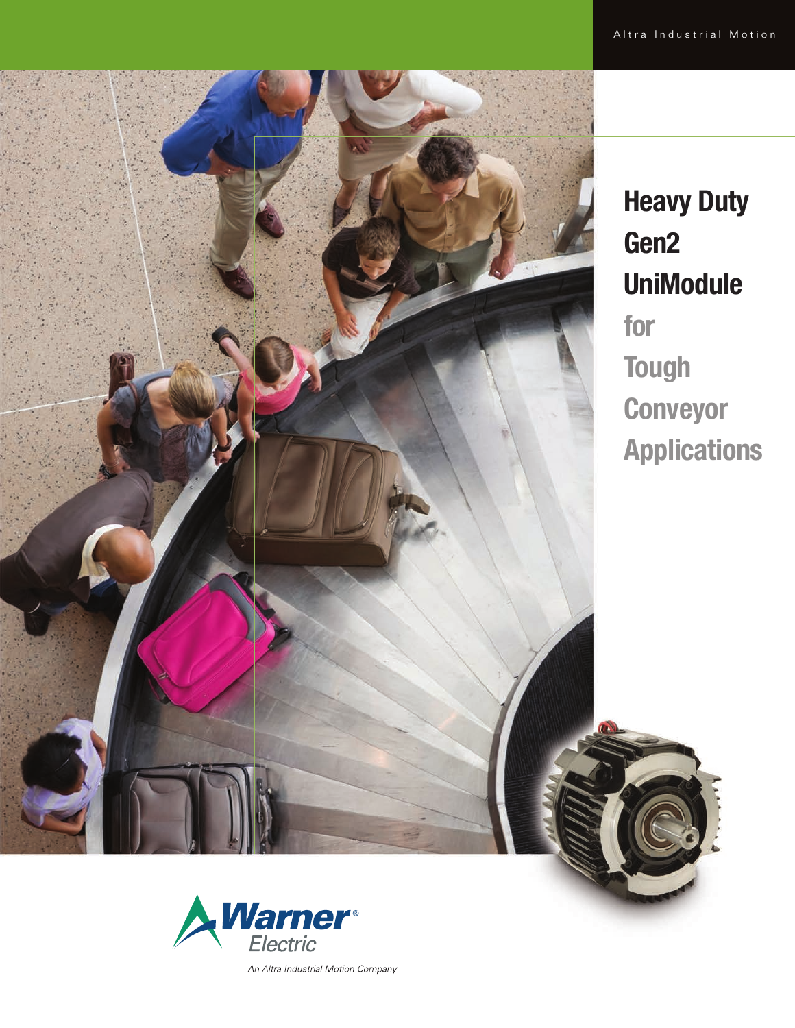Altra Industrial Motion

# Heavy Duty Gen2 UniModule for Tough Conveyor Applications

Warner Electric

*An Altra Industrial Motion Company*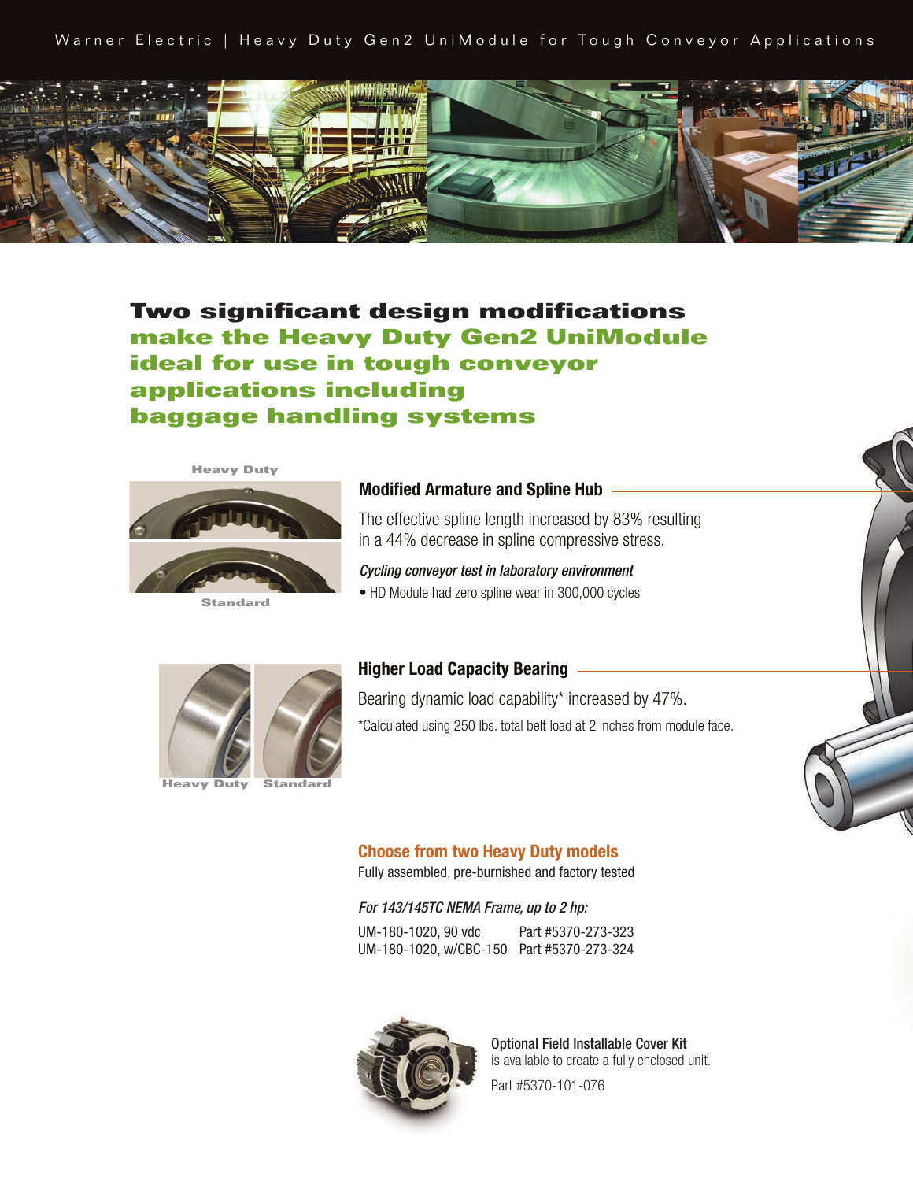# Two significant design modifications make the Heavy Duty Gen2 UniModule ideal for use in tough conveyor applications including baggage handling systems

Heavy Duty

Standard

### Modified Armature and Spline Hub

The effective spline length increased by 83% resulting in a 44% decrease in spline compressive stress.

*Cycling conveyor test in laboratory environment*

- HD Module had zero spline wear in 300,000 cycles

### Higher Load Capacity Bearing

Heavy Duty Standard

Bearing dynamic load capability* increased by 47%.

*Calculated using 250 lbs. total belt load at 2 inches from module face.

### Choose from two Heavy Duty models

Fully assembled, pre-burnished and factory tested

*For 143/145TC NEMA Frame, up to 2 hp:*

| | |
|---|---|
| UM-180-1020, 90 vdc | Part #5370-273-323 |
| UM-180-1020, w/CBC-150 | Part #5370-273-324 |

**Optional Field Installable Cover Kit** is available to create a fully enclosed unit.

Part #5370-101-076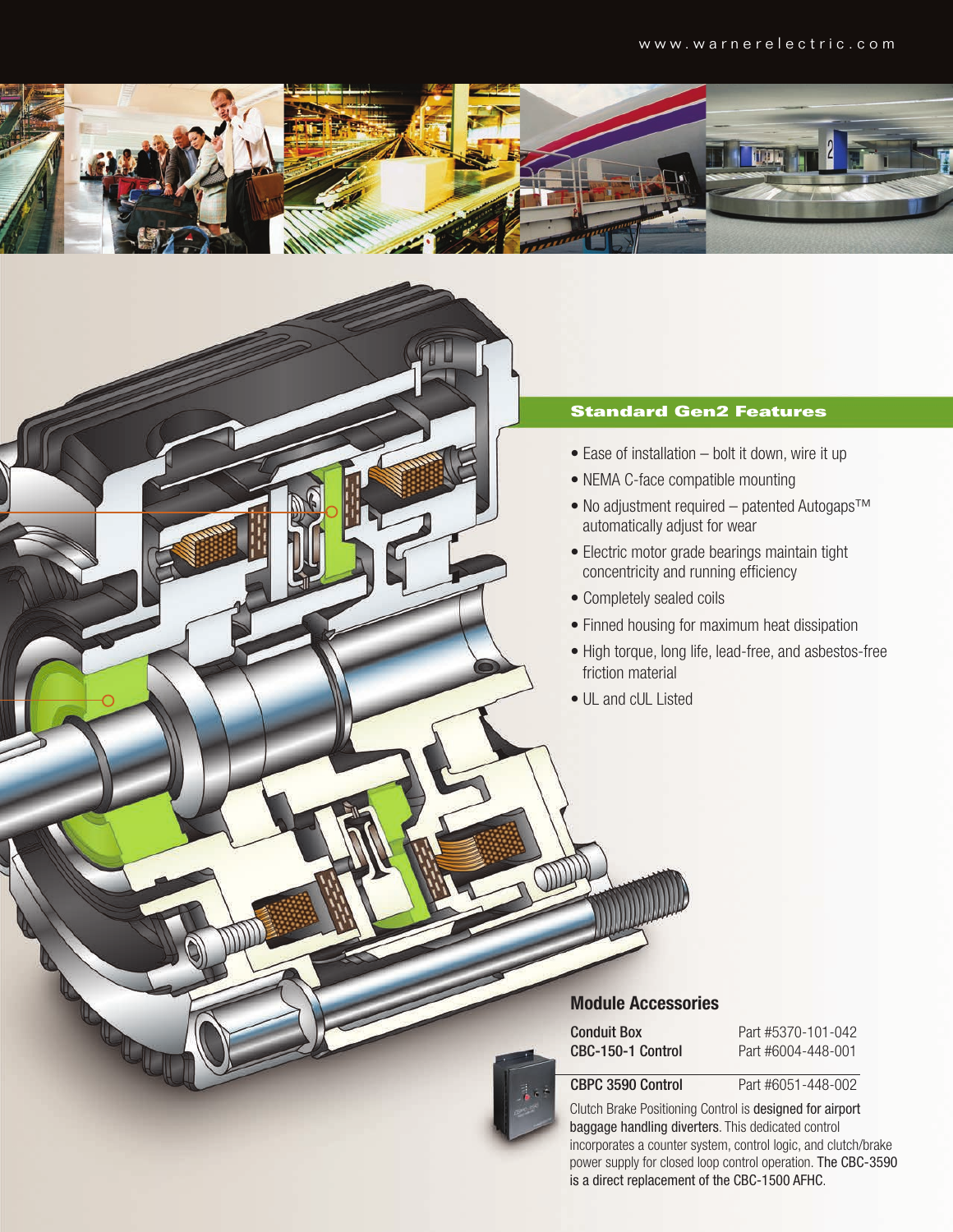## Standard Gen2 Features

- Ease of installation – bolt it down, wire it up
- NEMA C-face compatible mounting
- No adjustment required – patented Autogaps™ automatically adjust for wear
- Electric motor grade bearings maintain tight concentricity and running efficiency
- Completely sealed coils
- Finned housing for maximum heat dissipation
- High torque, long life, lead-free, and asbestos-free friction material
- UL and cUL Listed

## Module Accessories

| | |
|---|---|
| **Conduit Box** | Part #5370-101-042 |
| **CBC-150-1 Control** | Part #6004-448-001 |
| **CBPC 3590 Control** | Part #6051-448-002 |

Clutch Brake Positioning Control is **designed for airport baggage handling diverters**. This dedicated control incorporates a counter system, control logic, and clutch/brake power supply for closed loop control operation. **The CBC-3590 is a direct replacement of the CBC-1500 AFHC.**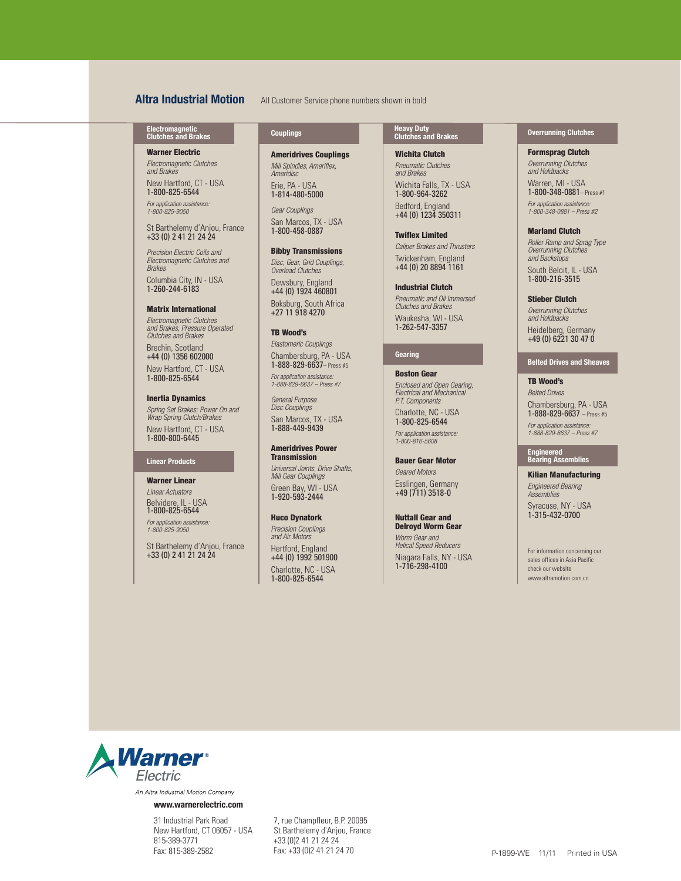## Altra Industrial Motion

All Customer Service phone numbers shown in bold

### Electromagnetic Clutches and Brakes

**Warner Electric**
*Electromagnetic Clutches and Brakes*
New Hartford, CT - USA
**1-800-825-6544**
*For application assistance: 1-800-825-9050*

St Barthelemy d'Anjou, France
**+33 (0) 2 41 21 24 24**

*Precision Electric Coils and Electromagnetic Clutches and Brakes*
Columbia City, IN - USA
**1-260-244-6183**

**Matrix International**
*Electromagnetic Clutches and Brakes, Pressure Operated Clutches and Brakes*
Brechin, Scotland
**+44 (0) 1356 602000**
New Hartford, CT - USA
**1-800-825-6544**

**Inertia Dynamics**
*Spring Set Brakes; Power On and Wrap Spring Clutch/Brakes*
New Hartford, CT - USA
**1-800-800-6445**

### Linear Products

**Warner Linear**
*Linear Actuators*
Belvidere, IL - USA
**1-800-825-6544**
*For application assistance: 1-800-825-9050*

St Barthelemy d'Anjou, France
**+33 (0) 2 41 21 24 24**

### Couplings

**Ameridrives Couplings**
*Mill Spindles, Ameriflex, Ameridisc*
Erie, PA - USA
**1-814-480-5000**

*Gear Couplings*
San Marcos, TX - USA
**1-800-458-0887**

**Bibby Transmissions**
*Disc, Gear, Grid Couplings, Overload Clutches*
Dewsbury, England
**+44 (0) 1924 460801**
Boksburg, South Africa
**+27 11 918 4270**

**TB Wood's**
*Elastomeric Couplings*
Chambersburg, PA - USA
**1-888-829-6637**– Press #5
*For application assistance: 1-888-829-6637 – Press #7*

*General Purpose Disc Couplings*
San Marcos, TX - USA
**1-888-449-9439**

**Ameridrives Power Transmission**
*Universal Joints, Drive Shafts, Mill Gear Couplings*
Green Bay, WI - USA
**1-920-593-2444**

**Huco Dynatork**
*Precision Couplings and Air Motors*
Hertford, England
**+44 (0) 1992 501900**
Charlotte, NC - USA
**1-800-825-6544**

### Heavy Duty Clutches and Brakes

**Wichita Clutch**
*Pneumatic Clutches and Brakes*
Wichita Falls, TX - USA
**1-800-964-3262**
Bedford, England
**+44 (0) 1234 350311**

**Twiflex Limited**
*Caliper Brakes and Thrusters*
Twickenham, England
**+44 (0) 20 8894 1161**

**Industrial Clutch**
*Pneumatic and Oil Immersed Clutches and Brakes*
Waukesha, WI - USA
**1-262-547-3357**

### Gearing

**Boston Gear**
*Enclosed and Open Gearing, Electrical and Mechanical P.T. Components*
Charlotte, NC - USA
**1-800-825-6544**
*For application assistance: 1-800-816-5608*

**Bauer Gear Motor**
*Geared Motors*
Esslingen, Germany
**+49 (711) 3518-0**

**Nuttall Gear and Delroyd Worm Gear**
*Worm Gear and Helical Speed Reducers*
Niagara Falls, NY - USA
**1-716-298-4100**

### Overrunning Clutches

**Formsprag Clutch**
*Overrunning Clutches and Holdbacks*
Warren, MI - USA
**1-800-348-0881**– Press #1
*For application assistance: 1-800-348-0881 – Press #2*

**Marland Clutch**
*Roller Ramp and Sprag Type Overrunning Clutches and Backstops*
South Beloit, IL - USA
**1-800-216-3515**

**Stieber Clutch**
*Overrunning Clutches and Holdbacks*
Heidelberg, Germany
**+49 (0) 6221 30 47 0**

### Belted Drives and Sheaves

**TB Wood's**
*Belted Drives*
Chambersburg, PA - USA
**1-888-829-6637** – Press #5
*For application assistance: 1-888-829-6637 – Press #7*

### Engineered Bearing Assemblies

**Kilian Manufacturing**
*Engineered Bearing Assemblies*
Syracuse, NY - USA
**1-315-432-0700**

For information concerning our sales offices in Asia Pacific check our website www.altramotion.com.cn

---

Warner® Electric

*An Altra Industrial Motion Company*

**www.warnerelectric.com**

31 Industrial Park Road
New Hartford, CT 06057 - USA
815-389-3771
Fax: 815-389-2582

7, rue Champfleur, B.P. 20095
St Barthelemy d'Anjou, France
+33 (0)2 41 21 24 24
Fax: +33 (0)2 41 21 24 70

P-1899-WE 11/11 Printed in USA